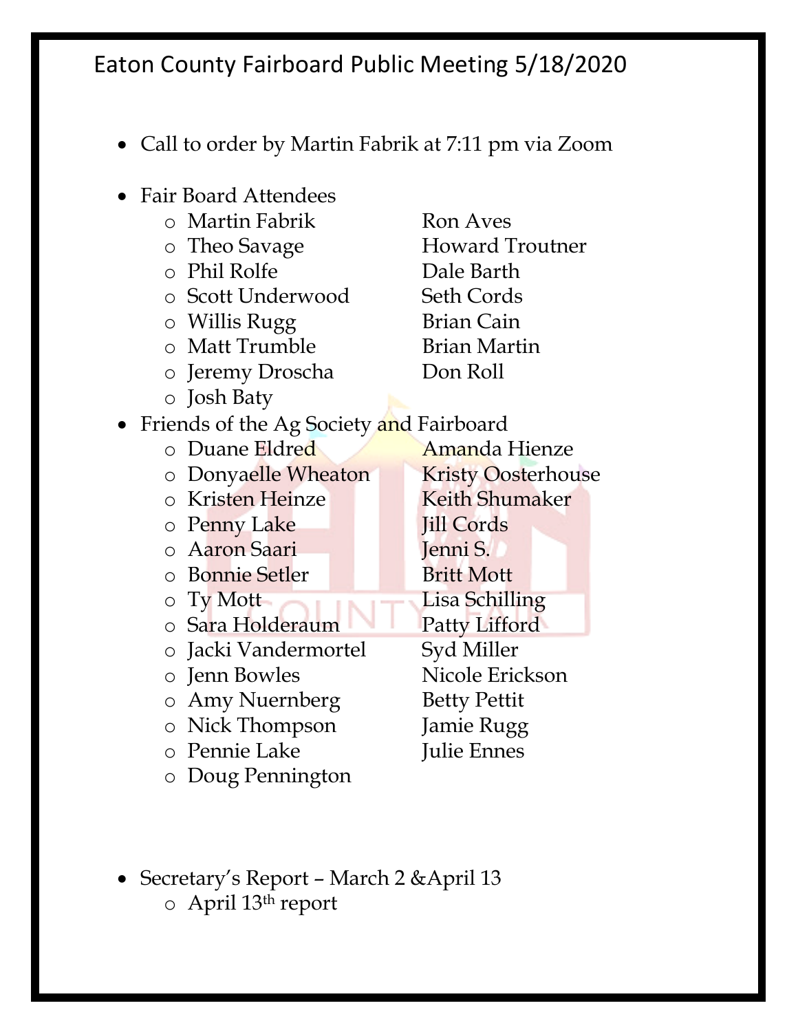# Eaton County Fairboard Public Meeting 5/18/2020

- Call to order by Martin Fabrik at 7:11 pm via Zoom

- Fair Board Attendees
  - Martin Fabrik
  - Theo Savage
  - Phil Rolfe
  - Scott Underwood
  - Willis Rugg
  - Matt Trumble
  - Jeremy Droscha
  - Josh Baty
  - Ron Aves
  - Howard Troutner
  - Dale Barth
  - Seth Cords
  - Brian Cain
  - Brian Martin
  - Don Roll
- Friends of the Ag Society and Fairboard
  - Duane Eldred
  - Donyaelle Wheaton
  - Kristen Heinze
  - Penny Lake
  - Aaron Saari
  - Bonnie Setler
  - Ty Mott
  - Sara Holderaum
  - Jacki Vandermortel
  - Jenn Bowles
  - Amy Nuernberg
  - Nick Thompson
  - Pennie Lake
  - Doug Pennington
  - Amanda Hienze
  - Kristy Oosterhouse
  - Keith Shumaker
  - Jill Cords
  - Jenni S.
  - Britt Mott
  - Lisa Schilling
  - Patty Lifford
  - Syd Miller
  - Nicole Erickson
  - Betty Pettit
  - Jamie Rugg
  - Julie Ennes

- Secretary's Report – March 2 &April 13
  - April 13th report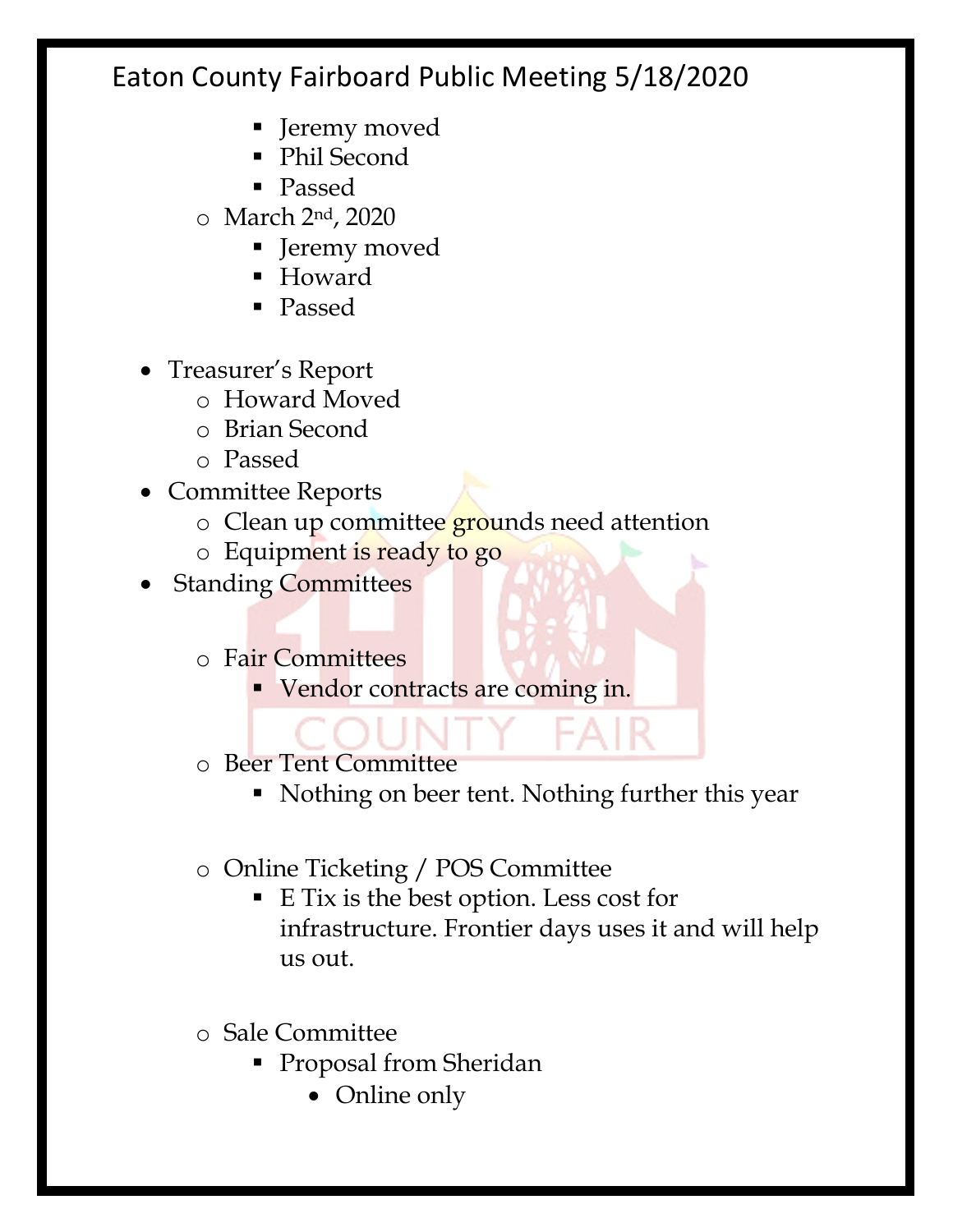# Eaton County Fairboard Public Meeting 5/18/2020

        - Jeremy moved
        - Phil Second
        - Passed
    - March 2nd, 2020
        - Jeremy moved
        - Howard
        - Passed

- Treasurer's Report
    - Howard Moved
    - Brian Second
    - Passed
- Committee Reports
    - Clean up committee grounds need attention
    - Equipment is ready to go
- Standing Committees

    - Fair Committees
        - Vendor contracts are coming in.

    - Beer Tent Committee
        - Nothing on beer tent. Nothing further this year

    - Online Ticketing / POS Committee
        - E Tix is the best option. Less cost for infrastructure. Frontier days uses it and will help us out.

    - Sale Committee
        - Proposal from Sheridan
            - Online only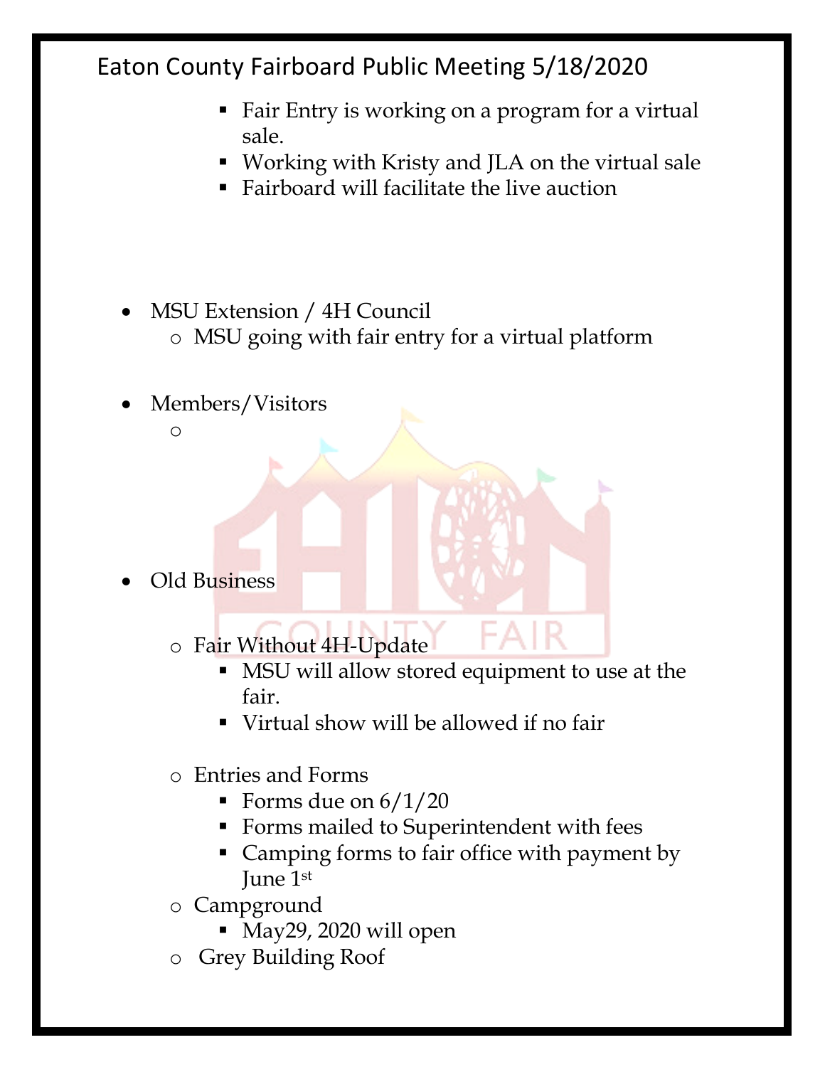# Eaton County Fairboard Public Meeting 5/18/2020

        - Fair Entry is working on a program for a virtual sale.
        - Working with Kristy and JLA on the virtual sale
        - Fairboard will facilitate the live auction

- MSU Extension / 4H Council
    - MSU going with fair entry for a virtual platform

- Members/Visitors
    -

- Old Business
    - Fair Without 4H-Update
        - MSU will allow stored equipment to use at the fair.
        - Virtual show will be allowed if no fair
    - Entries and Forms
        - Forms due on 6/1/20
        - Forms mailed to Superintendent with fees
        - Camping forms to fair office with payment by June 1st
    - Campground
        - May29, 2020 will open
    - Grey Building Roof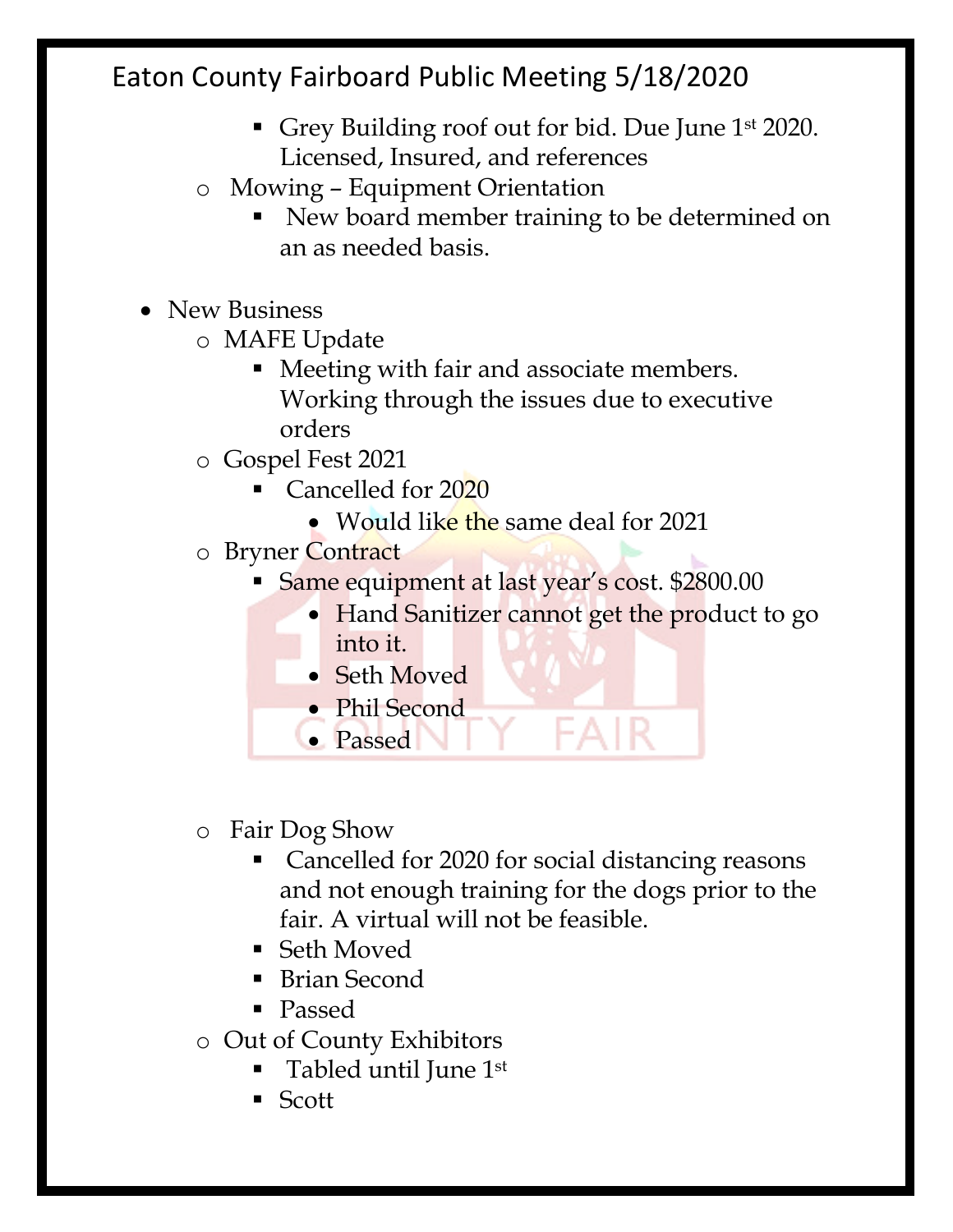# Eaton County Fairboard Public Meeting 5/18/2020

- Grey Building roof out for bid. Due June 1st 2020. Licensed, Insured, and references
- Mowing – Equipment Orientation
  - New board member training to be determined on an as needed basis.

- New Business
  - MAFE Update
    - Meeting with fair and associate members. Working through the issues due to executive orders
  - Gospel Fest 2021
    - Cancelled for 2020
      - Would like the same deal for 2021
  - Bryner Contract
    - Same equipment at last year's cost. $2800.00
      - Hand Sanitizer cannot get the product to go into it.
      - Seth Moved
      - Phil Second
      - Passed
  - Fair Dog Show
    - Cancelled for 2020 for social distancing reasons and not enough training for the dogs prior to the fair. A virtual will not be feasible.
    - Seth Moved
    - Brian Second
    - Passed
  - Out of County Exhibitors
    - Tabled until June 1st
    - Scott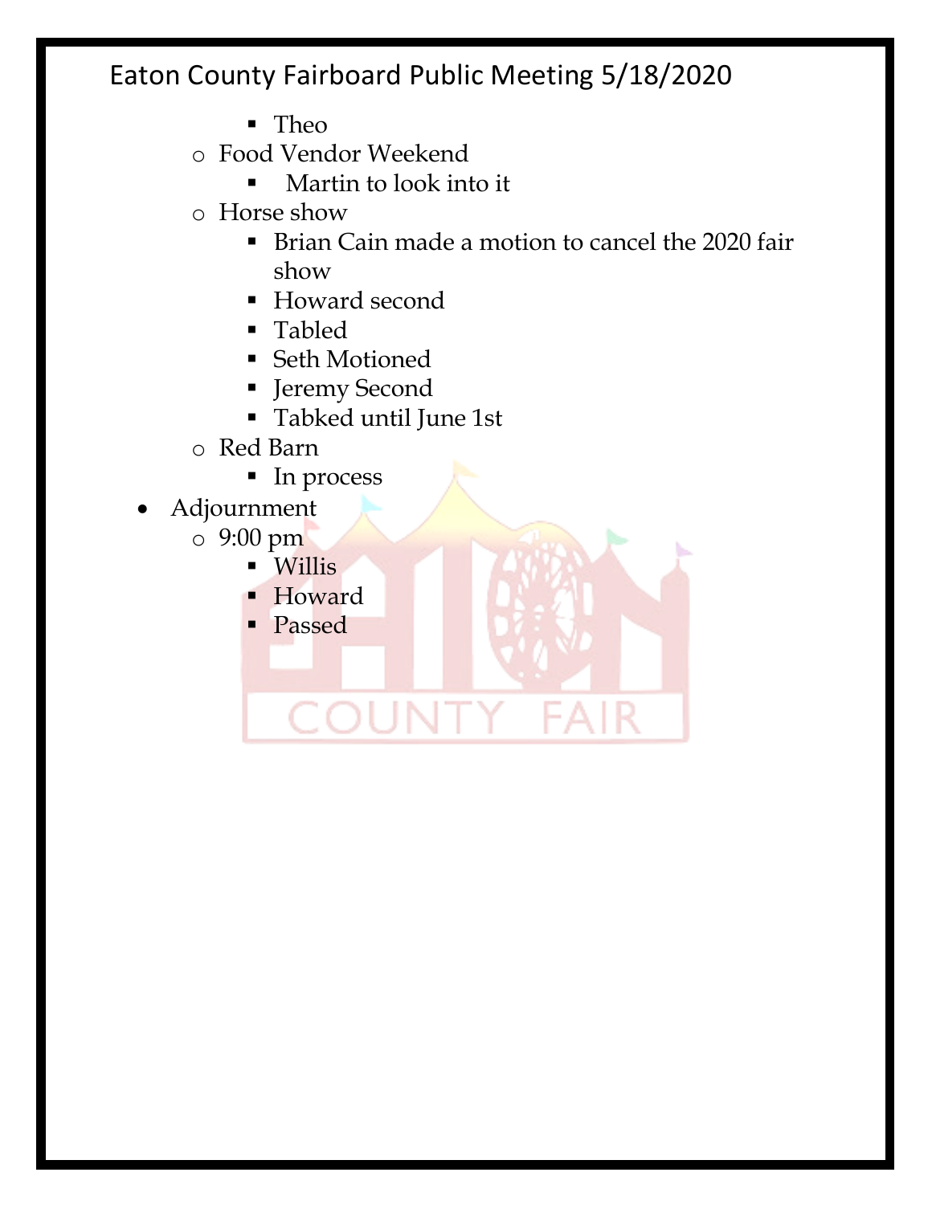# Eaton County Fairboard Public Meeting 5/18/2020

- - - Theo
  - Food Vendor Weekend
    - Martin to look into it
  - Horse show
    - Brian Cain made a motion to cancel the 2020 fair show
    - Howard second
    - Tabled
    - Seth Motioned
    - Jeremy Second
    - Tabked until June 1st
  - Red Barn
    - In process
- Adjournment
  - 9:00 pm
    - Willis
    - Howard
    - Passed